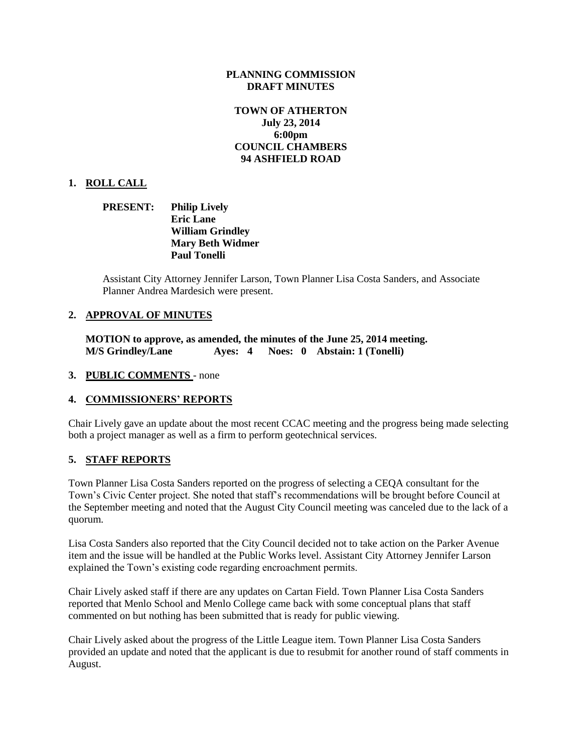**PLANNING COMMISSION**
**DRAFT MINUTES**

**TOWN OF ATHERTON**
**July 23, 2014**
**6:00pm**
**COUNCIL CHAMBERS**
**94 ASHFIELD ROAD**

## 1. ROLL CALL

**PRESENT:** **Philip Lively**
**Eric Lane**
**William Grindley**
**Mary Beth Widmer**
**Paul Tonelli**

Assistant City Attorney Jennifer Larson, Town Planner Lisa Costa Sanders, and Associate Planner Andrea Mardesich were present.

## 2. APPROVAL OF MINUTES

**MOTION to approve, as amended, the minutes of the June 25, 2014 meeting.**
**M/S Grindley/Lane Ayes: 4 Noes: 0 Abstain: 1 (Tonelli)**

## 3. PUBLIC COMMENTS - none

## 4. COMMISSIONERS' REPORTS

Chair Lively gave an update about the most recent CCAC meeting and the progress being made selecting both a project manager as well as a firm to perform geotechnical services.

## 5. STAFF REPORTS

Town Planner Lisa Costa Sanders reported on the progress of selecting a CEQA consultant for the Town's Civic Center project. She noted that staff's recommendations will be brought before Council at the September meeting and noted that the August City Council meeting was canceled due to the lack of a quorum.

Lisa Costa Sanders also reported that the City Council decided not to take action on the Parker Avenue item and the issue will be handled at the Public Works level. Assistant City Attorney Jennifer Larson explained the Town's existing code regarding encroachment permits.

Chair Lively asked staff if there are any updates on Cartan Field. Town Planner Lisa Costa Sanders reported that Menlo School and Menlo College came back with some conceptual plans that staff commented on but nothing has been submitted that is ready for public viewing.

Chair Lively asked about the progress of the Little League item. Town Planner Lisa Costa Sanders provided an update and noted that the applicant is due to resubmit for another round of staff comments in August.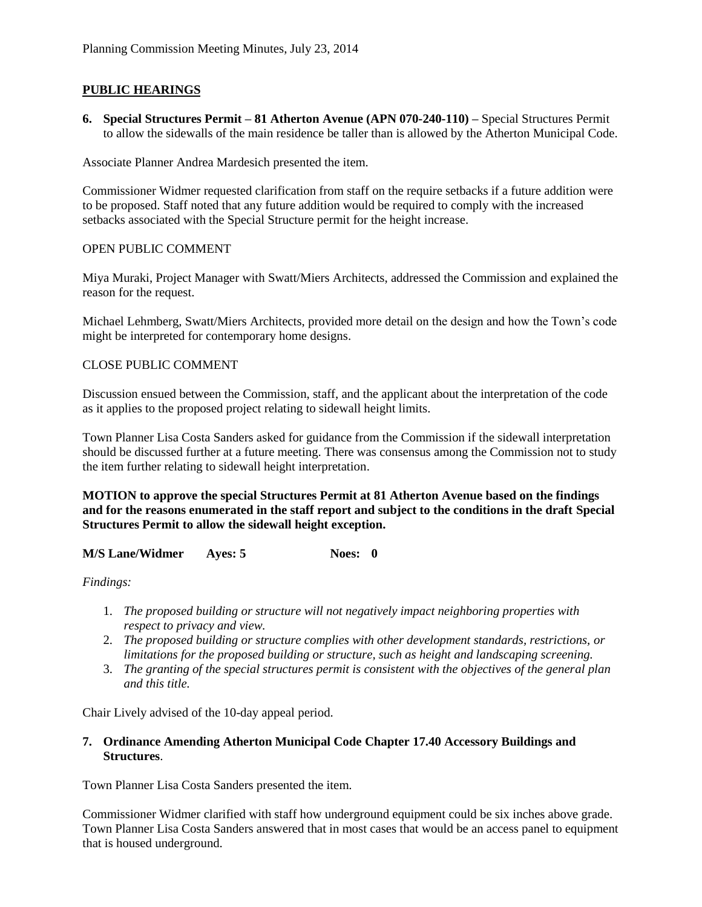## PUBLIC HEARINGS

**6. Special Structures Permit – 81 Atherton Avenue (APN 070-240-110) –** Special Structures Permit to allow the sidewalls of the main residence be taller than is allowed by the Atherton Municipal Code.

Associate Planner Andrea Mardesich presented the item.

Commissioner Widmer requested clarification from staff on the require setbacks if a future addition were to be proposed. Staff noted that any future addition would be required to comply with the increased setbacks associated with the Special Structure permit for the height increase.

OPEN PUBLIC COMMENT

Miya Muraki, Project Manager with Swatt/Miers Architects, addressed the Commission and explained the reason for the request.

Michael Lehmberg, Swatt/Miers Architects, provided more detail on the design and how the Town's code might be interpreted for contemporary home designs.

CLOSE PUBLIC COMMENT

Discussion ensued between the Commission, staff, and the applicant about the interpretation of the code as it applies to the proposed project relating to sidewall height limits.

Town Planner Lisa Costa Sanders asked for guidance from the Commission if the sidewall interpretation should be discussed further at a future meeting. There was consensus among the Commission not to study the item further relating to sidewall height interpretation.

**MOTION to approve the special Structures Permit at 81 Atherton Avenue based on the findings and for the reasons enumerated in the staff report and subject to the conditions in the draft Special Structures Permit to allow the sidewall height exception.**

**M/S Lane/Widmer Ayes: 5 Noes: 0**

*Findings:*

1. *The proposed building or structure will not negatively impact neighboring properties with respect to privacy and view.*
2. *The proposed building or structure complies with other development standards, restrictions, or limitations for the proposed building or structure, such as height and landscaping screening.*
3. *The granting of the special structures permit is consistent with the objectives of the general plan and this title.*

Chair Lively advised of the 10-day appeal period.

**7. Ordinance Amending Atherton Municipal Code Chapter 17.40 Accessory Buildings and Structures**.

Town Planner Lisa Costa Sanders presented the item.

Commissioner Widmer clarified with staff how underground equipment could be six inches above grade. Town Planner Lisa Costa Sanders answered that in most cases that would be an access panel to equipment that is housed underground.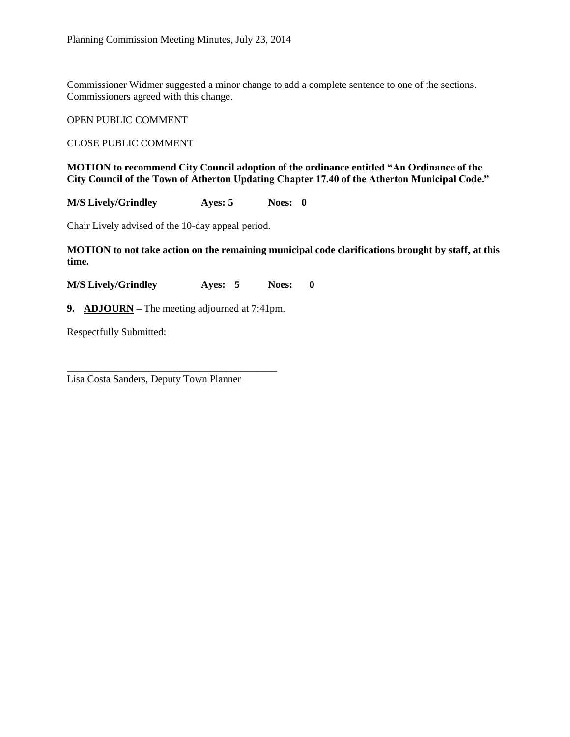Commissioner Widmer suggested a minor change to add a complete sentence to one of the sections. Commissioners agreed with this change.

OPEN PUBLIC COMMENT

CLOSE PUBLIC COMMENT

**MOTION to recommend City Council adoption of the ordinance entitled "An Ordinance of the City Council of the Town of Atherton Updating Chapter 17.40 of the Atherton Municipal Code."**

**M/S Lively/Grindley Ayes: 5 Noes: 0**

Chair Lively advised of the 10-day appeal period.

**MOTION to not take action on the remaining municipal code clarifications brought by staff, at this time.**

**M/S Lively/Grindley Ayes: 5 Noes: 0**

**9. ADJOURN –** The meeting adjourned at 7:41pm.

Respectfully Submitted:

\_\_\_\_\_\_\_\_\_\_\_\_\_\_\_\_\_\_\_\_\_\_\_\_\_\_\_\_\_\_\_\_\_\_\_\_\_\_\_\_

Lisa Costa Sanders, Deputy Town Planner